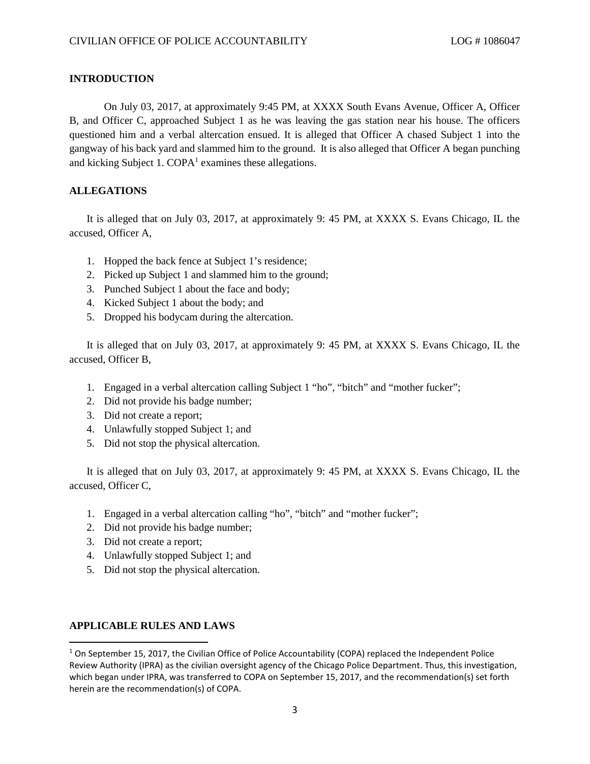## INTRODUCTION

On July 03, 2017, at approximately 9:45 PM, at XXXX South Evans Avenue, Officer A, Officer B, and Officer C, approached Subject 1 as he was leaving the gas station near his house. The officers questioned him and a verbal altercation ensued. It is alleged that Officer A chased Subject 1 into the gangway of his back yard and slammed him to the ground. It is also alleged that Officer A began punching and kicking Subject 1. COPA[1] examines these allegations.

## ALLEGATIONS

It is alleged that on July 03, 2017, at approximately 9: 45 PM, at XXXX S. Evans Chicago, IL the accused, Officer A,

1. Hopped the back fence at Subject 1's residence;
2. Picked up Subject 1 and slammed him to the ground;
3. Punched Subject 1 about the face and body;
4. Kicked Subject 1 about the body; and
5. Dropped his bodycam during the altercation.

It is alleged that on July 03, 2017, at approximately 9: 45 PM, at XXXX S. Evans Chicago, IL the accused, Officer B,

1. Engaged in a verbal altercation calling Subject 1 "ho", "bitch" and "mother fucker";
2. Did not provide his badge number;
3. Did not create a report;
4. Unlawfully stopped Subject 1; and
5. Did not stop the physical altercation.

It is alleged that on July 03, 2017, at approximately 9: 45 PM, at XXXX S. Evans Chicago, IL the accused, Officer C,

1. Engaged in a verbal altercation calling "ho", "bitch" and "mother fucker";
2. Did not provide his badge number;
3. Did not create a report;
4. Unlawfully stopped Subject 1; and
5. Did not stop the physical altercation.

## APPLICABLE RULES AND LAWS

[1] On September 15, 2017, the Civilian Office of Police Accountability (COPA) replaced the Independent Police Review Authority (IPRA) as the civilian oversight agency of the Chicago Police Department. Thus, this investigation, which began under IPRA, was transferred to COPA on September 15, 2017, and the recommendation(s) set forth herein are the recommendation(s) of COPA.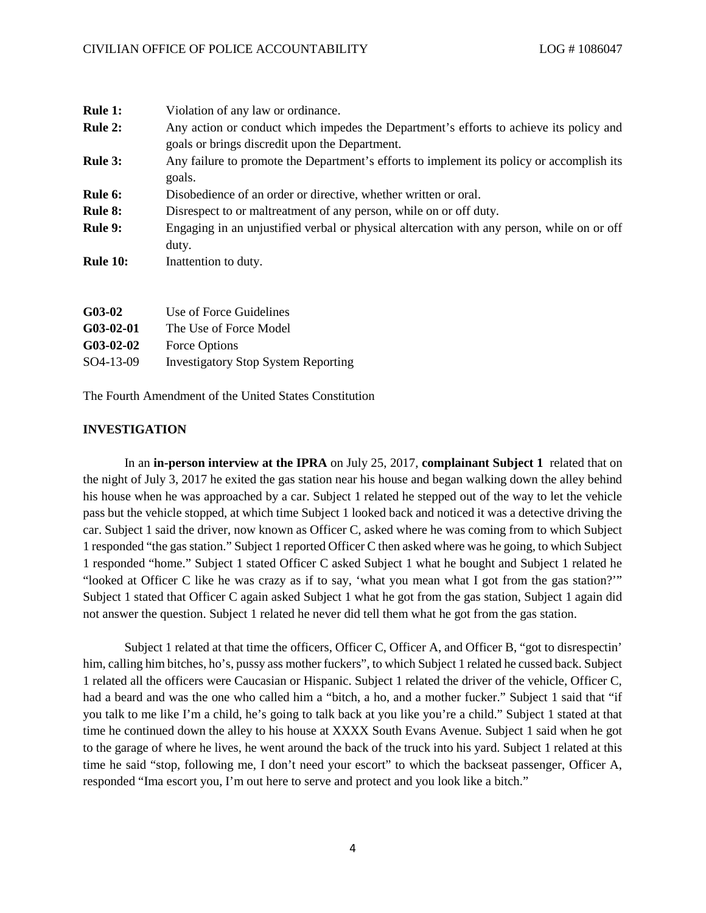| | |
|---|---|
| **Rule 1:** | Violation of any law or ordinance. |
| **Rule 2:** | Any action or conduct which impedes the Department's efforts to achieve its policy and goals or brings discredit upon the Department. |
| **Rule 3:** | Any failure to promote the Department's efforts to implement its policy or accomplish its goals. |
| **Rule 6:** | Disobedience of an order or directive, whether written or oral. |
| **Rule 8:** | Disrespect to or maltreatment of any person, while on or off duty. |
| **Rule 9:** | Engaging in an unjustified verbal or physical altercation with any person, while on or off duty. |
| **Rule 10:** | Inattention to duty. |

| | |
|---|---|
| **G03-02** | Use of Force Guidelines |
| **G03-02-01** | The Use of Force Model |
| **G03-02-02** | Force Options |
| SO4-13-09 | Investigatory Stop System Reporting |

The Fourth Amendment of the United States Constitution

## INVESTIGATION

In an **in-person interview at the IPRA** on July 25, 2017, **complainant Subject 1** related that on the night of July 3, 2017 he exited the gas station near his house and began walking down the alley behind his house when he was approached by a car. Subject 1 related he stepped out of the way to let the vehicle pass but the vehicle stopped, at which time Subject 1 looked back and noticed it was a detective driving the car. Subject 1 said the driver, now known as Officer C, asked where he was coming from to which Subject 1 responded "the gas station." Subject 1 reported Officer C then asked where was he going, to which Subject 1 responded "home." Subject 1 stated Officer C asked Subject 1 what he bought and Subject 1 related he "looked at Officer C like he was crazy as if to say, 'what you mean what I got from the gas station?'" Subject 1 stated that Officer C again asked Subject 1 what he got from the gas station, Subject 1 again did not answer the question. Subject 1 related he never did tell them what he got from the gas station.

Subject 1 related at that time the officers, Officer C, Officer A, and Officer B, "got to disrespectin' him, calling him bitches, ho's, pussy ass mother fuckers", to which Subject 1 related he cussed back. Subject 1 related all the officers were Caucasian or Hispanic. Subject 1 related the driver of the vehicle, Officer C, had a beard and was the one who called him a "bitch, a ho, and a mother fucker." Subject 1 said that "if you talk to me like I'm a child, he's going to talk back at you like you're a child." Subject 1 stated at that time he continued down the alley to his house at XXXX South Evans Avenue. Subject 1 said when he got to the garage of where he lives, he went around the back of the truck into his yard. Subject 1 related at this time he said "stop, following me, I don't need your escort" to which the backseat passenger, Officer A, responded "Ima escort you, I'm out here to serve and protect and you look like a bitch."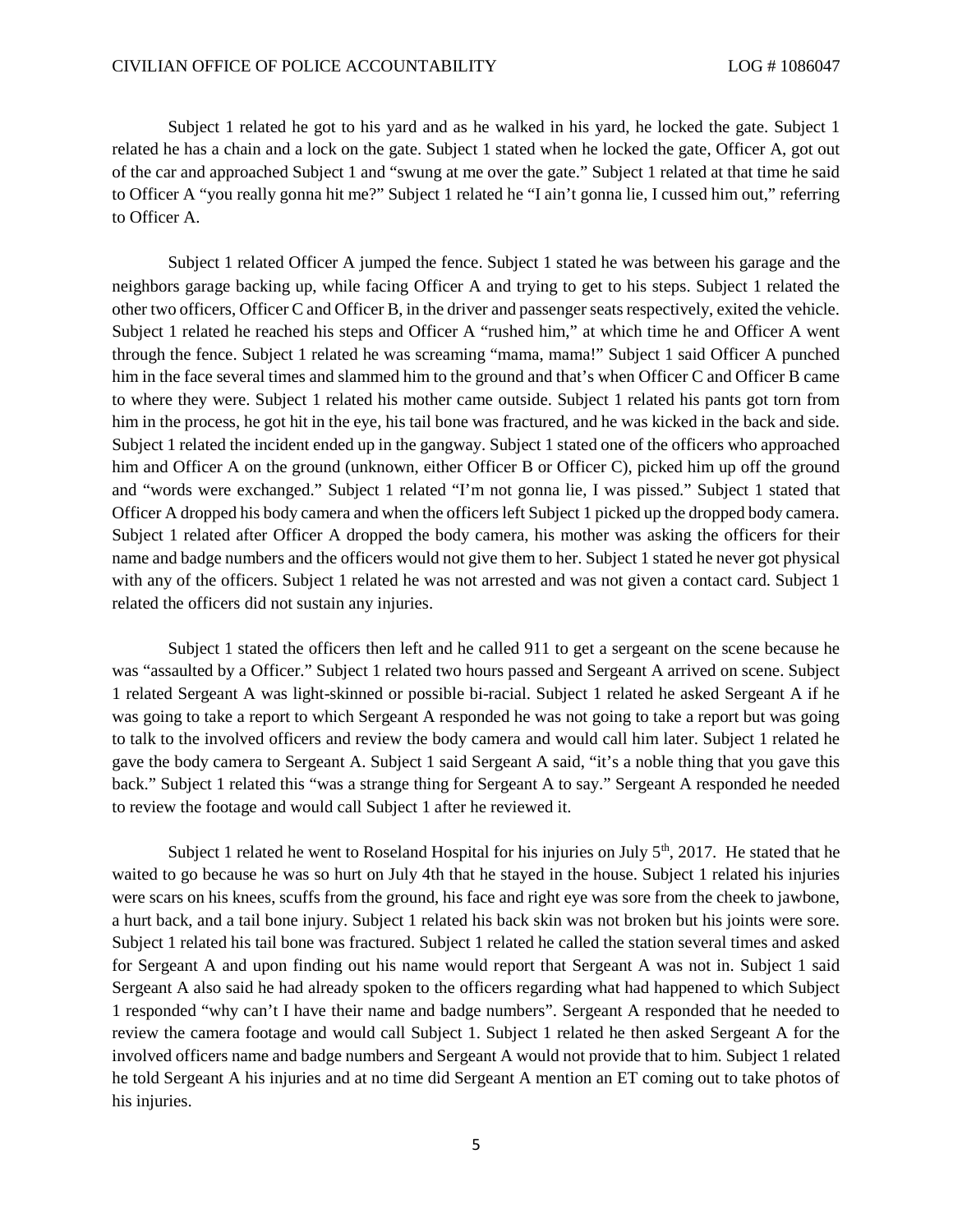Subject 1 related he got to his yard and as he walked in his yard, he locked the gate. Subject 1 related he has a chain and a lock on the gate. Subject 1 stated when he locked the gate, Officer A, got out of the car and approached Subject 1 and "swung at me over the gate." Subject 1 related at that time he said to Officer A "you really gonna hit me?" Subject 1 related he "I ain't gonna lie, I cussed him out," referring to Officer A.

Subject 1 related Officer A jumped the fence. Subject 1 stated he was between his garage and the neighbors garage backing up, while facing Officer A and trying to get to his steps. Subject 1 related the other two officers, Officer C and Officer B, in the driver and passenger seats respectively, exited the vehicle. Subject 1 related he reached his steps and Officer A "rushed him," at which time he and Officer A went through the fence. Subject 1 related he was screaming "mama, mama!" Subject 1 said Officer A punched him in the face several times and slammed him to the ground and that's when Officer C and Officer B came to where they were. Subject 1 related his mother came outside. Subject 1 related his pants got torn from him in the process, he got hit in the eye, his tail bone was fractured, and he was kicked in the back and side. Subject 1 related the incident ended up in the gangway. Subject 1 stated one of the officers who approached him and Officer A on the ground (unknown, either Officer B or Officer C), picked him up off the ground and "words were exchanged." Subject 1 related "I'm not gonna lie, I was pissed." Subject 1 stated that Officer A dropped his body camera and when the officers left Subject 1 picked up the dropped body camera. Subject 1 related after Officer A dropped the body camera, his mother was asking the officers for their name and badge numbers and the officers would not give them to her. Subject 1 stated he never got physical with any of the officers. Subject 1 related he was not arrested and was not given a contact card. Subject 1 related the officers did not sustain any injuries.

Subject 1 stated the officers then left and he called 911 to get a sergeant on the scene because he was "assaulted by a Officer." Subject 1 related two hours passed and Sergeant A arrived on scene. Subject 1 related Sergeant A was light-skinned or possible bi-racial. Subject 1 related he asked Sergeant A if he was going to take a report to which Sergeant A responded he was not going to take a report but was going to talk to the involved officers and review the body camera and would call him later. Subject 1 related he gave the body camera to Sergeant A. Subject 1 said Sergeant A said, "it's a noble thing that you gave this back." Subject 1 related this "was a strange thing for Sergeant A to say." Sergeant A responded he needed to review the footage and would call Subject 1 after he reviewed it.

Subject 1 related he went to Roseland Hospital for his injuries on July 5th, 2017. He stated that he waited to go because he was so hurt on July 4th that he stayed in the house. Subject 1 related his injuries were scars on his knees, scuffs from the ground, his face and right eye was sore from the cheek to jawbone, a hurt back, and a tail bone injury. Subject 1 related his back skin was not broken but his joints were sore. Subject 1 related his tail bone was fractured. Subject 1 related he called the station several times and asked for Sergeant A and upon finding out his name would report that Sergeant A was not in. Subject 1 said Sergeant A also said he had already spoken to the officers regarding what had happened to which Subject 1 responded "why can't I have their name and badge numbers". Sergeant A responded that he needed to review the camera footage and would call Subject 1. Subject 1 related he then asked Sergeant A for the involved officers name and badge numbers and Sergeant A would not provide that to him. Subject 1 related he told Sergeant A his injuries and at no time did Sergeant A mention an ET coming out to take photos of his injuries.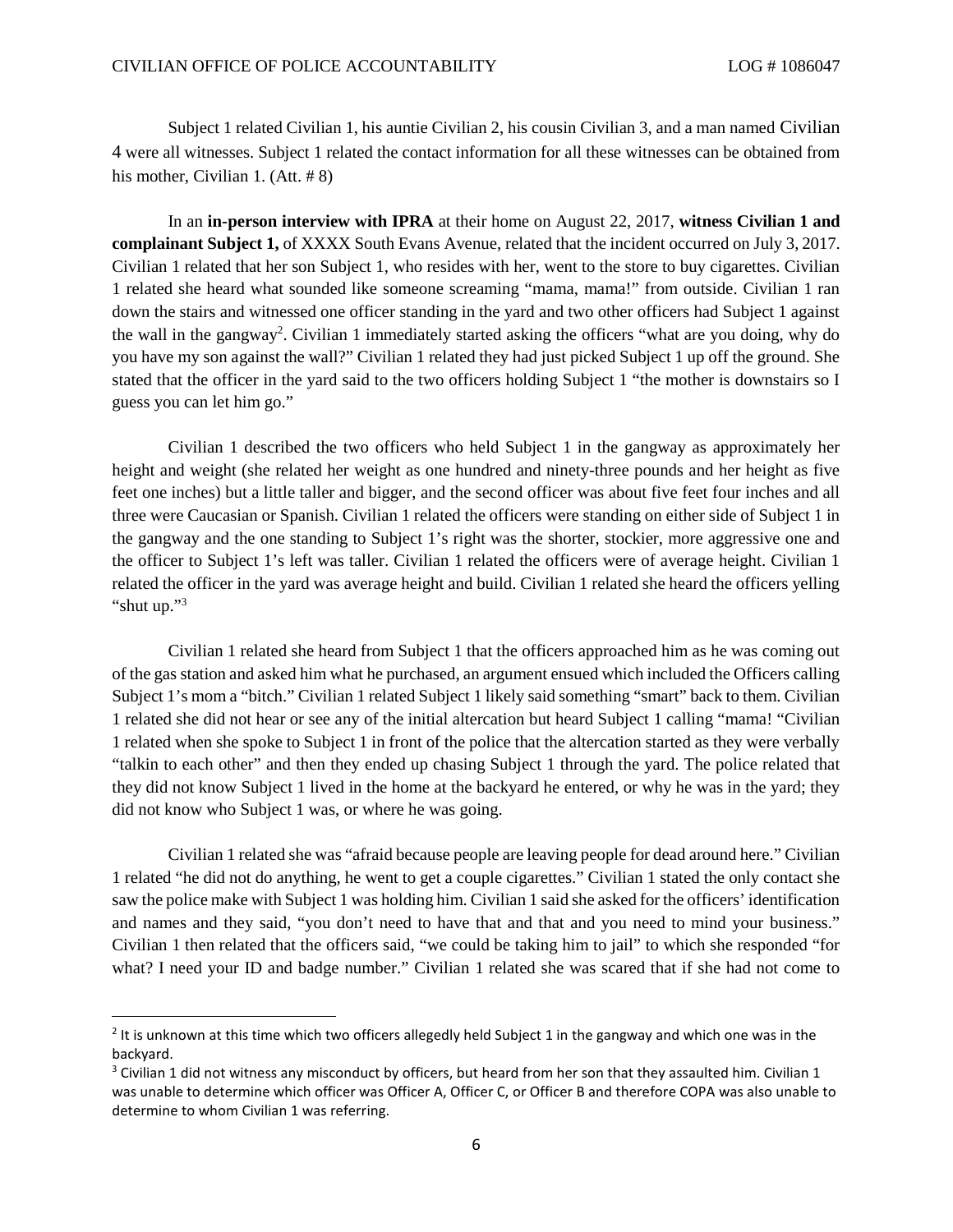Subject 1 related Civilian 1, his auntie Civilian 2, his cousin Civilian 3, and a man named Civilian 4 were all witnesses. Subject 1 related the contact information for all these witnesses can be obtained from his mother, Civilian 1. (Att. # 8)

In an **in-person interview with IPRA** at their home on August 22, 2017, **witness Civilian 1 and complainant Subject 1,** of XXXX South Evans Avenue, related that the incident occurred on July 3, 2017. Civilian 1 related that her son Subject 1, who resides with her, went to the store to buy cigarettes. Civilian 1 related she heard what sounded like someone screaming "mama, mama!" from outside. Civilian 1 ran down the stairs and witnessed one officer standing in the yard and two other officers had Subject 1 against the wall in the gangway[2]. Civilian 1 immediately started asking the officers "what are you doing, why do you have my son against the wall?" Civilian 1 related they had just picked Subject 1 up off the ground. She stated that the officer in the yard said to the two officers holding Subject 1 "the mother is downstairs so I guess you can let him go."

Civilian 1 described the two officers who held Subject 1 in the gangway as approximately her height and weight (she related her weight as one hundred and ninety-three pounds and her height as five feet one inches) but a little taller and bigger, and the second officer was about five feet four inches and all three were Caucasian or Spanish. Civilian 1 related the officers were standing on either side of Subject 1 in the gangway and the one standing to Subject 1's right was the shorter, stockier, more aggressive one and the officer to Subject 1's left was taller. Civilian 1 related the officers were of average height. Civilian 1 related the officer in the yard was average height and build. Civilian 1 related she heard the officers yelling "shut up."[3]

Civilian 1 related she heard from Subject 1 that the officers approached him as he was coming out of the gas station and asked him what he purchased, an argument ensued which included the Officers calling Subject 1's mom a "bitch." Civilian 1 related Subject 1 likely said something "smart" back to them. Civilian 1 related she did not hear or see any of the initial altercation but heard Subject 1 calling "mama! "Civilian 1 related when she spoke to Subject 1 in front of the police that the altercation started as they were verbally "talkin to each other" and then they ended up chasing Subject 1 through the yard. The police related that they did not know Subject 1 lived in the home at the backyard he entered, or why he was in the yard; they did not know who Subject 1 was, or where he was going.

Civilian 1 related she was "afraid because people are leaving people for dead around here." Civilian 1 related "he did not do anything, he went to get a couple cigarettes." Civilian 1 stated the only contact she saw the police make with Subject 1 was holding him. Civilian 1 said she asked for the officers' identification and names and they said, "you don't need to have that and that and you need to mind your business." Civilian 1 then related that the officers said, "we could be taking him to jail" to which she responded "for what? I need your ID and badge number." Civilian 1 related she was scared that if she had not come to

[2] It is unknown at this time which two officers allegedly held Subject 1 in the gangway and which one was in the backyard.

[3] Civilian 1 did not witness any misconduct by officers, but heard from her son that they assaulted him. Civilian 1 was unable to determine which officer was Officer A, Officer C, or Officer B and therefore COPA was also unable to determine to whom Civilian 1 was referring.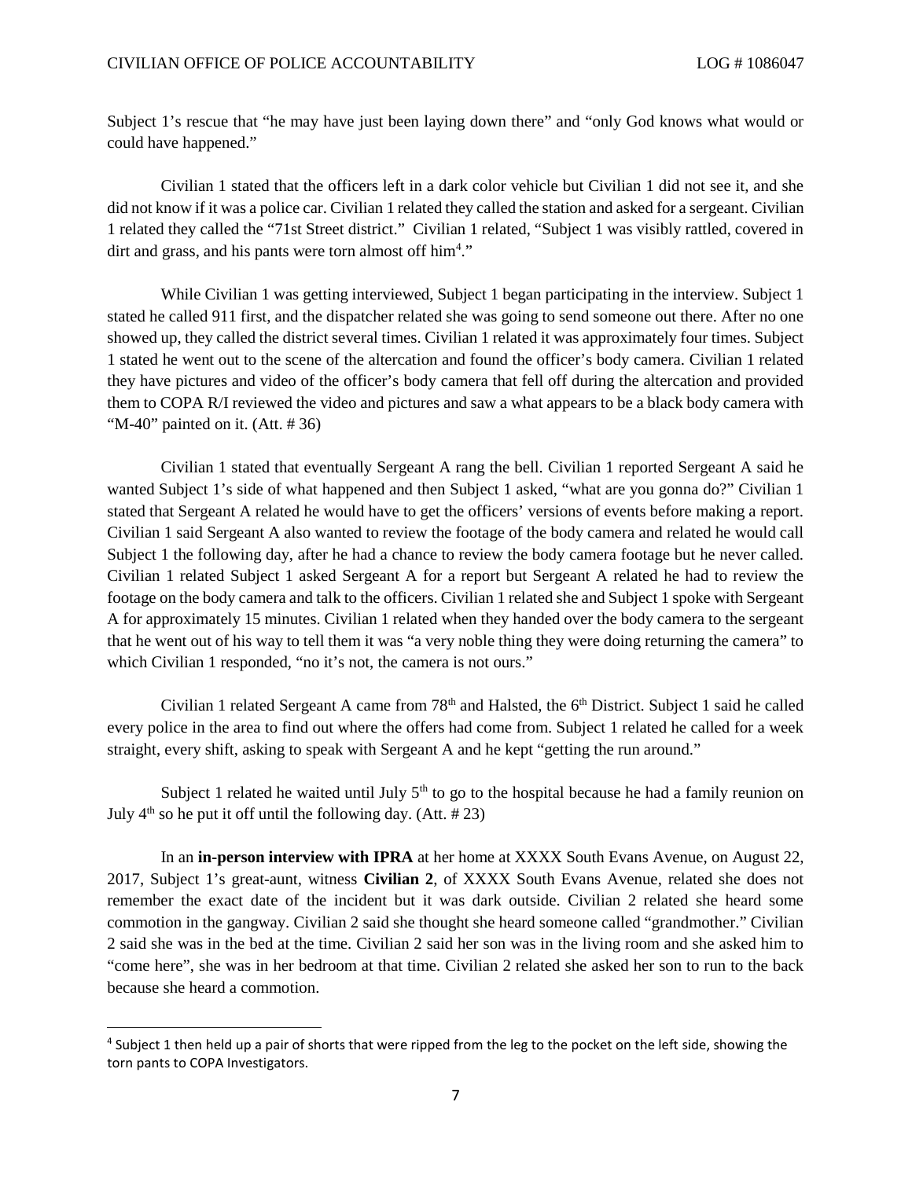Subject 1's rescue that "he may have just been laying down there" and "only God knows what would or could have happened."

Civilian 1 stated that the officers left in a dark color vehicle but Civilian 1 did not see it, and she did not know if it was a police car. Civilian 1 related they called the station and asked for a sergeant. Civilian 1 related they called the "71st Street district." Civilian 1 related, "Subject 1 was visibly rattled, covered in dirt and grass, and his pants were torn almost off him[4]."

While Civilian 1 was getting interviewed, Subject 1 began participating in the interview. Subject 1 stated he called 911 first, and the dispatcher related she was going to send someone out there. After no one showed up, they called the district several times. Civilian 1 related it was approximately four times. Subject 1 stated he went out to the scene of the altercation and found the officer's body camera. Civilian 1 related they have pictures and video of the officer's body camera that fell off during the altercation and provided them to COPA R/I reviewed the video and pictures and saw a what appears to be a black body camera with "M-40" painted on it. (Att. # 36)

Civilian 1 stated that eventually Sergeant A rang the bell. Civilian 1 reported Sergeant A said he wanted Subject 1's side of what happened and then Subject 1 asked, "what are you gonna do?" Civilian 1 stated that Sergeant A related he would have to get the officers' versions of events before making a report. Civilian 1 said Sergeant A also wanted to review the footage of the body camera and related he would call Subject 1 the following day, after he had a chance to review the body camera footage but he never called. Civilian 1 related Subject 1 asked Sergeant A for a report but Sergeant A related he had to review the footage on the body camera and talk to the officers. Civilian 1 related she and Subject 1 spoke with Sergeant A for approximately 15 minutes. Civilian 1 related when they handed over the body camera to the sergeant that he went out of his way to tell them it was "a very noble thing they were doing returning the camera" to which Civilian 1 responded, "no it's not, the camera is not ours."

Civilian 1 related Sergeant A came from 78th and Halsted, the 6th District. Subject 1 said he called every police in the area to find out where the offers had come from. Subject 1 related he called for a week straight, every shift, asking to speak with Sergeant A and he kept "getting the run around."

Subject 1 related he waited until July 5th to go to the hospital because he had a family reunion on July 4th so he put it off until the following day. (Att. # 23)

In an **in-person interview with IPRA** at her home at XXXX South Evans Avenue, on August 22, 2017, Subject 1's great-aunt, witness **Civilian 2**, of XXXX South Evans Avenue, related she does not remember the exact date of the incident but it was dark outside. Civilian 2 related she heard some commotion in the gangway. Civilian 2 said she thought she heard someone called "grandmother." Civilian 2 said she was in the bed at the time. Civilian 2 said her son was in the living room and she asked him to "come here", she was in her bedroom at that time. Civilian 2 related she asked her son to run to the back because she heard a commotion.

[4] Subject 1 then held up a pair of shorts that were ripped from the leg to the pocket on the left side, showing the torn pants to COPA Investigators.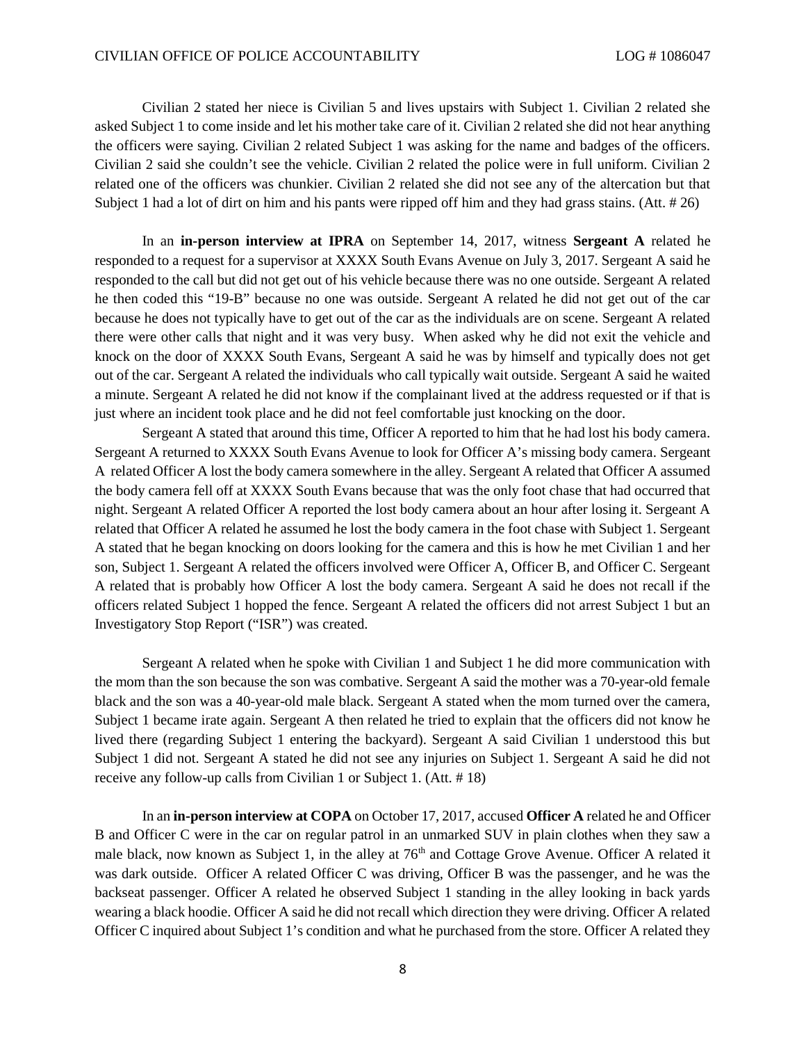Civilian 2 stated her niece is Civilian 5 and lives upstairs with Subject 1. Civilian 2 related she asked Subject 1 to come inside and let his mother take care of it. Civilian 2 related she did not hear anything the officers were saying. Civilian 2 related Subject 1 was asking for the name and badges of the officers. Civilian 2 said she couldn't see the vehicle. Civilian 2 related the police were in full uniform. Civilian 2 related one of the officers was chunkier. Civilian 2 related she did not see any of the altercation but that Subject 1 had a lot of dirt on him and his pants were ripped off him and they had grass stains. (Att. # 26)

In an **in-person interview at IPRA** on September 14, 2017, witness **Sergeant A** related he responded to a request for a supervisor at XXXX South Evans Avenue on July 3, 2017. Sergeant A said he responded to the call but did not get out of his vehicle because there was no one outside. Sergeant A related he then coded this "19-B" because no one was outside. Sergeant A related he did not get out of the car because he does not typically have to get out of the car as the individuals are on scene. Sergeant A related there were other calls that night and it was very busy. When asked why he did not exit the vehicle and knock on the door of XXXX South Evans, Sergeant A said he was by himself and typically does not get out of the car. Sergeant A related the individuals who call typically wait outside. Sergeant A said he waited a minute. Sergeant A related he did not know if the complainant lived at the address requested or if that is just where an incident took place and he did not feel comfortable just knocking on the door.

Sergeant A stated that around this time, Officer A reported to him that he had lost his body camera. Sergeant A returned to XXXX South Evans Avenue to look for Officer A's missing body camera. Sergeant A related Officer A lost the body camera somewhere in the alley. Sergeant A related that Officer A assumed the body camera fell off at XXXX South Evans because that was the only foot chase that had occurred that night. Sergeant A related Officer A reported the lost body camera about an hour after losing it. Sergeant A related that Officer A related he assumed he lost the body camera in the foot chase with Subject 1. Sergeant A stated that he began knocking on doors looking for the camera and this is how he met Civilian 1 and her son, Subject 1. Sergeant A related the officers involved were Officer A, Officer B, and Officer C. Sergeant A related that is probably how Officer A lost the body camera. Sergeant A said he does not recall if the officers related Subject 1 hopped the fence. Sergeant A related the officers did not arrest Subject 1 but an Investigatory Stop Report ("ISR") was created.

Sergeant A related when he spoke with Civilian 1 and Subject 1 he did more communication with the mom than the son because the son was combative. Sergeant A said the mother was a 70-year-old female black and the son was a 40-year-old male black. Sergeant A stated when the mom turned over the camera, Subject 1 became irate again. Sergeant A then related he tried to explain that the officers did not know he lived there (regarding Subject 1 entering the backyard). Sergeant A said Civilian 1 understood this but Subject 1 did not. Sergeant A stated he did not see any injuries on Subject 1. Sergeant A said he did not receive any follow-up calls from Civilian 1 or Subject 1. (Att. # 18)

In an **in-person interview at COPA** on October 17, 2017, accused **Officer A** related he and Officer B and Officer C were in the car on regular patrol in an unmarked SUV in plain clothes when they saw a male black, now known as Subject 1, in the alley at 76th and Cottage Grove Avenue. Officer A related it was dark outside. Officer A related Officer C was driving, Officer B was the passenger, and he was the backseat passenger. Officer A related he observed Subject 1 standing in the alley looking in back yards wearing a black hoodie. Officer A said he did not recall which direction they were driving. Officer A related Officer C inquired about Subject 1's condition and what he purchased from the store. Officer A related they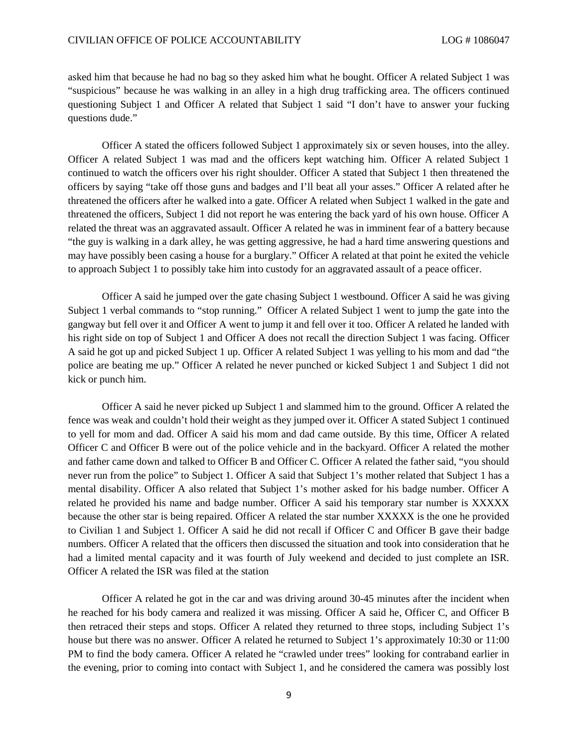asked him that because he had no bag so they asked him what he bought. Officer A related Subject 1 was "suspicious" because he was walking in an alley in a high drug trafficking area. The officers continued questioning Subject 1 and Officer A related that Subject 1 said "I don't have to answer your fucking questions dude."

Officer A stated the officers followed Subject 1 approximately six or seven houses, into the alley. Officer A related Subject 1 was mad and the officers kept watching him. Officer A related Subject 1 continued to watch the officers over his right shoulder. Officer A stated that Subject 1 then threatened the officers by saying "take off those guns and badges and I'll beat all your asses." Officer A related after he threatened the officers after he walked into a gate. Officer A related when Subject 1 walked in the gate and threatened the officers, Subject 1 did not report he was entering the back yard of his own house. Officer A related the threat was an aggravated assault. Officer A related he was in imminent fear of a battery because "the guy is walking in a dark alley, he was getting aggressive, he had a hard time answering questions and may have possibly been casing a house for a burglary." Officer A related at that point he exited the vehicle to approach Subject 1 to possibly take him into custody for an aggravated assault of a peace officer.

Officer A said he jumped over the gate chasing Subject 1 westbound. Officer A said he was giving Subject 1 verbal commands to "stop running." Officer A related Subject 1 went to jump the gate into the gangway but fell over it and Officer A went to jump it and fell over it too. Officer A related he landed with his right side on top of Subject 1 and Officer A does not recall the direction Subject 1 was facing. Officer A said he got up and picked Subject 1 up. Officer A related Subject 1 was yelling to his mom and dad "the police are beating me up." Officer A related he never punched or kicked Subject 1 and Subject 1 did not kick or punch him.

Officer A said he never picked up Subject 1 and slammed him to the ground. Officer A related the fence was weak and couldn't hold their weight as they jumped over it. Officer A stated Subject 1 continued to yell for mom and dad. Officer A said his mom and dad came outside. By this time, Officer A related Officer C and Officer B were out of the police vehicle and in the backyard. Officer A related the mother and father came down and talked to Officer B and Officer C. Officer A related the father said, "you should never run from the police" to Subject 1. Officer A said that Subject 1's mother related that Subject 1 has a mental disability. Officer A also related that Subject 1's mother asked for his badge number. Officer A related he provided his name and badge number. Officer A said his temporary star number is XXXXX because the other star is being repaired. Officer A related the star number XXXXX is the one he provided to Civilian 1 and Subject 1. Officer A said he did not recall if Officer C and Officer B gave their badge numbers. Officer A related that the officers then discussed the situation and took into consideration that he had a limited mental capacity and it was fourth of July weekend and decided to just complete an ISR. Officer A related the ISR was filed at the station

Officer A related he got in the car and was driving around 30-45 minutes after the incident when he reached for his body camera and realized it was missing. Officer A said he, Officer C, and Officer B then retraced their steps and stops. Officer A related they returned to three stops, including Subject 1's house but there was no answer. Officer A related he returned to Subject 1's approximately 10:30 or 11:00 PM to find the body camera. Officer A related he "crawled under trees" looking for contraband earlier in the evening, prior to coming into contact with Subject 1, and he considered the camera was possibly lost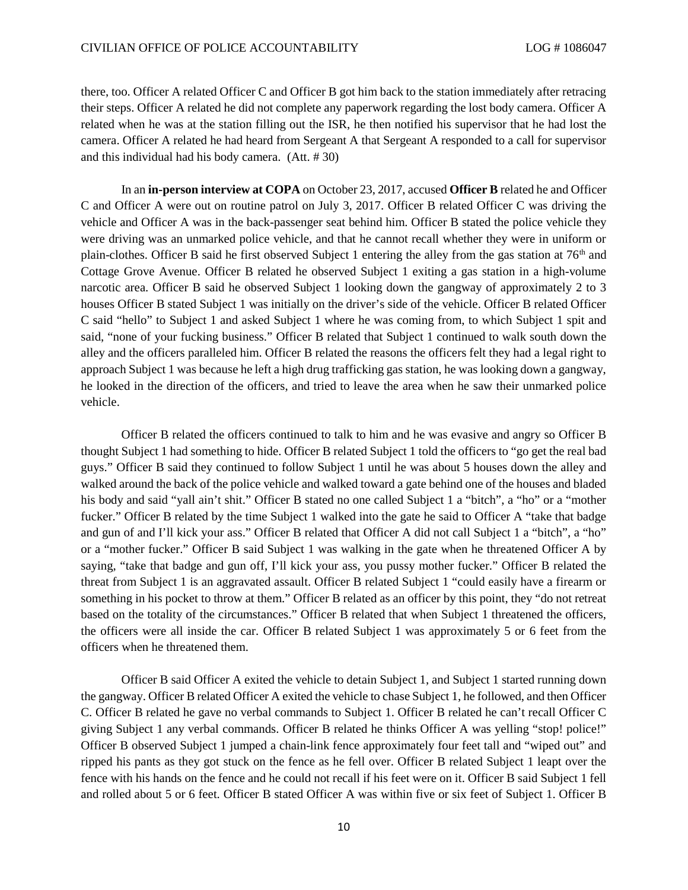there, too. Officer A related Officer C and Officer B got him back to the station immediately after retracing their steps. Officer A related he did not complete any paperwork regarding the lost body camera. Officer A related when he was at the station filling out the ISR, he then notified his supervisor that he had lost the camera. Officer A related he had heard from Sergeant A that Sergeant A responded to a call for supervisor and this individual had his body camera. (Att. # 30)

In an **in-person interview at COPA** on October 23, 2017, accused **Officer B** related he and Officer C and Officer A were out on routine patrol on July 3, 2017. Officer B related Officer C was driving the vehicle and Officer A was in the back-passenger seat behind him. Officer B stated the police vehicle they were driving was an unmarked police vehicle, and that he cannot recall whether they were in uniform or plain-clothes. Officer B said he first observed Subject 1 entering the alley from the gas station at 76th and Cottage Grove Avenue. Officer B related he observed Subject 1 exiting a gas station in a high-volume narcotic area. Officer B said he observed Subject 1 looking down the gangway of approximately 2 to 3 houses Officer B stated Subject 1 was initially on the driver's side of the vehicle. Officer B related Officer C said "hello" to Subject 1 and asked Subject 1 where he was coming from, to which Subject 1 spit and said, "none of your fucking business." Officer B related that Subject 1 continued to walk south down the alley and the officers paralleled him. Officer B related the reasons the officers felt they had a legal right to approach Subject 1 was because he left a high drug trafficking gas station, he was looking down a gangway, he looked in the direction of the officers, and tried to leave the area when he saw their unmarked police vehicle.

Officer B related the officers continued to talk to him and he was evasive and angry so Officer B thought Subject 1 had something to hide. Officer B related Subject 1 told the officers to "go get the real bad guys." Officer B said they continued to follow Subject 1 until he was about 5 houses down the alley and walked around the back of the police vehicle and walked toward a gate behind one of the houses and bladed his body and said "yall ain't shit." Officer B stated no one called Subject 1 a "bitch", a "ho" or a "mother fucker." Officer B related by the time Subject 1 walked into the gate he said to Officer A "take that badge and gun of and I'll kick your ass." Officer B related that Officer A did not call Subject 1 a "bitch", a "ho" or a "mother fucker." Officer B said Subject 1 was walking in the gate when he threatened Officer A by saying, "take that badge and gun off, I'll kick your ass, you pussy mother fucker." Officer B related the threat from Subject 1 is an aggravated assault. Officer B related Subject 1 "could easily have a firearm or something in his pocket to throw at them." Officer B related as an officer by this point, they "do not retreat based on the totality of the circumstances." Officer B related that when Subject 1 threatened the officers, the officers were all inside the car. Officer B related Subject 1 was approximately 5 or 6 feet from the officers when he threatened them.

Officer B said Officer A exited the vehicle to detain Subject 1, and Subject 1 started running down the gangway. Officer B related Officer A exited the vehicle to chase Subject 1, he followed, and then Officer C. Officer B related he gave no verbal commands to Subject 1. Officer B related he can't recall Officer C giving Subject 1 any verbal commands. Officer B related he thinks Officer A was yelling "stop! police!" Officer B observed Subject 1 jumped a chain-link fence approximately four feet tall and "wiped out" and ripped his pants as they got stuck on the fence as he fell over. Officer B related Subject 1 leapt over the fence with his hands on the fence and he could not recall if his feet were on it. Officer B said Subject 1 fell and rolled about 5 or 6 feet. Officer B stated Officer A was within five or six feet of Subject 1. Officer B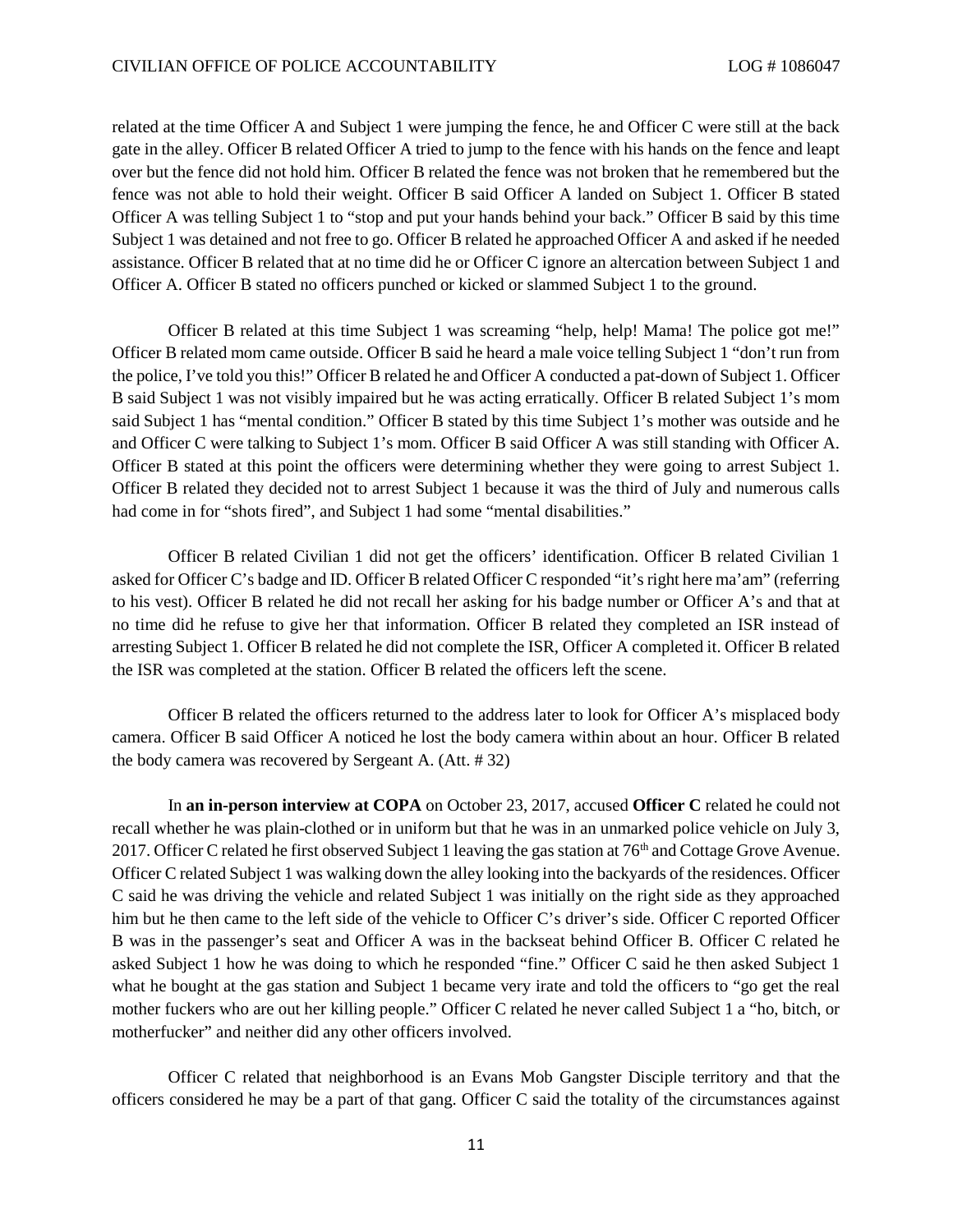related at the time Officer A and Subject 1 were jumping the fence, he and Officer C were still at the back gate in the alley. Officer B related Officer A tried to jump to the fence with his hands on the fence and leapt over but the fence did not hold him. Officer B related the fence was not broken that he remembered but the fence was not able to hold their weight. Officer B said Officer A landed on Subject 1. Officer B stated Officer A was telling Subject 1 to "stop and put your hands behind your back." Officer B said by this time Subject 1 was detained and not free to go. Officer B related he approached Officer A and asked if he needed assistance. Officer B related that at no time did he or Officer C ignore an altercation between Subject 1 and Officer A. Officer B stated no officers punched or kicked or slammed Subject 1 to the ground.

Officer B related at this time Subject 1 was screaming "help, help! Mama! The police got me!" Officer B related mom came outside. Officer B said he heard a male voice telling Subject 1 "don't run from the police, I've told you this!" Officer B related he and Officer A conducted a pat-down of Subject 1. Officer B said Subject 1 was not visibly impaired but he was acting erratically. Officer B related Subject 1's mom said Subject 1 has "mental condition." Officer B stated by this time Subject 1's mother was outside and he and Officer C were talking to Subject 1's mom. Officer B said Officer A was still standing with Officer A. Officer B stated at this point the officers were determining whether they were going to arrest Subject 1. Officer B related they decided not to arrest Subject 1 because it was the third of July and numerous calls had come in for "shots fired", and Subject 1 had some "mental disabilities."

Officer B related Civilian 1 did not get the officers' identification. Officer B related Civilian 1 asked for Officer C's badge and ID. Officer B related Officer C responded "it's right here ma'am" (referring to his vest). Officer B related he did not recall her asking for his badge number or Officer A's and that at no time did he refuse to give her that information. Officer B related they completed an ISR instead of arresting Subject 1. Officer B related he did not complete the ISR, Officer A completed it. Officer B related the ISR was completed at the station. Officer B related the officers left the scene.

Officer B related the officers returned to the address later to look for Officer A's misplaced body camera. Officer B said Officer A noticed he lost the body camera within about an hour. Officer B related the body camera was recovered by Sergeant A. (Att. # 32)

In **an in-person interview at COPA** on October 23, 2017, accused **Officer C** related he could not recall whether he was plain-clothed or in uniform but that he was in an unmarked police vehicle on July 3, 2017. Officer C related he first observed Subject 1 leaving the gas station at 76th and Cottage Grove Avenue. Officer C related Subject 1 was walking down the alley looking into the backyards of the residences. Officer C said he was driving the vehicle and related Subject 1 was initially on the right side as they approached him but he then came to the left side of the vehicle to Officer C's driver's side. Officer C reported Officer B was in the passenger's seat and Officer A was in the backseat behind Officer B. Officer C related he asked Subject 1 how he was doing to which he responded "fine." Officer C said he then asked Subject 1 what he bought at the gas station and Subject 1 became very irate and told the officers to "go get the real mother fuckers who are out her killing people." Officer C related he never called Subject 1 a "ho, bitch, or motherfucker" and neither did any other officers involved.

Officer C related that neighborhood is an Evans Mob Gangster Disciple territory and that the officers considered he may be a part of that gang. Officer C said the totality of the circumstances against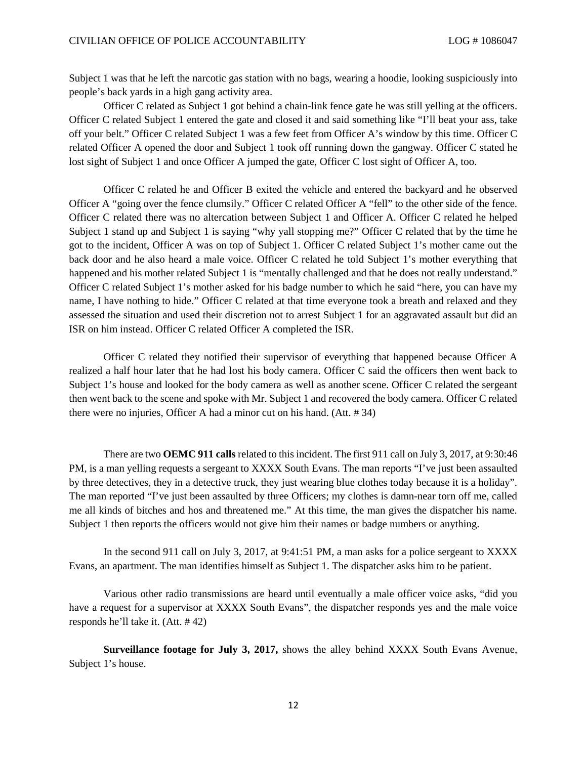Subject 1 was that he left the narcotic gas station with no bags, wearing a hoodie, looking suspiciously into people's back yards in a high gang activity area.

Officer C related as Subject 1 got behind a chain-link fence gate he was still yelling at the officers. Officer C related Subject 1 entered the gate and closed it and said something like "I'll beat your ass, take off your belt." Officer C related Subject 1 was a few feet from Officer A's window by this time. Officer C related Officer A opened the door and Subject 1 took off running down the gangway. Officer C stated he lost sight of Subject 1 and once Officer A jumped the gate, Officer C lost sight of Officer A, too.

Officer C related he and Officer B exited the vehicle and entered the backyard and he observed Officer A "going over the fence clumsily." Officer C related Officer A "fell" to the other side of the fence. Officer C related there was no altercation between Subject 1 and Officer A. Officer C related he helped Subject 1 stand up and Subject 1 is saying "why yall stopping me?" Officer C related that by the time he got to the incident, Officer A was on top of Subject 1. Officer C related Subject 1's mother came out the back door and he also heard a male voice. Officer C related he told Subject 1's mother everything that happened and his mother related Subject 1 is "mentally challenged and that he does not really understand." Officer C related Subject 1's mother asked for his badge number to which he said "here, you can have my name, I have nothing to hide." Officer C related at that time everyone took a breath and relaxed and they assessed the situation and used their discretion not to arrest Subject 1 for an aggravated assault but did an ISR on him instead. Officer C related Officer A completed the ISR.

Officer C related they notified their supervisor of everything that happened because Officer A realized a half hour later that he had lost his body camera. Officer C said the officers then went back to Subject 1's house and looked for the body camera as well as another scene. Officer C related the sergeant then went back to the scene and spoke with Mr. Subject 1 and recovered the body camera. Officer C related there were no injuries, Officer A had a minor cut on his hand. (Att. # 34)

There are two **OEMC 911 calls** related to this incident. The first 911 call on July 3, 2017, at 9:30:46 PM, is a man yelling requests a sergeant to XXXX South Evans. The man reports "I've just been assaulted by three detectives, they in a detective truck, they just wearing blue clothes today because it is a holiday". The man reported "I've just been assaulted by three Officers; my clothes is damn-near torn off me, called me all kinds of bitches and hos and threatened me." At this time, the man gives the dispatcher his name. Subject 1 then reports the officers would not give him their names or badge numbers or anything.

In the second 911 call on July 3, 2017, at 9:41:51 PM, a man asks for a police sergeant to XXXX Evans, an apartment. The man identifies himself as Subject 1. The dispatcher asks him to be patient.

Various other radio transmissions are heard until eventually a male officer voice asks, "did you have a request for a supervisor at XXXX South Evans", the dispatcher responds yes and the male voice responds he'll take it. (Att. # 42)

**Surveillance footage for July 3, 2017,** shows the alley behind XXXX South Evans Avenue, Subject 1's house.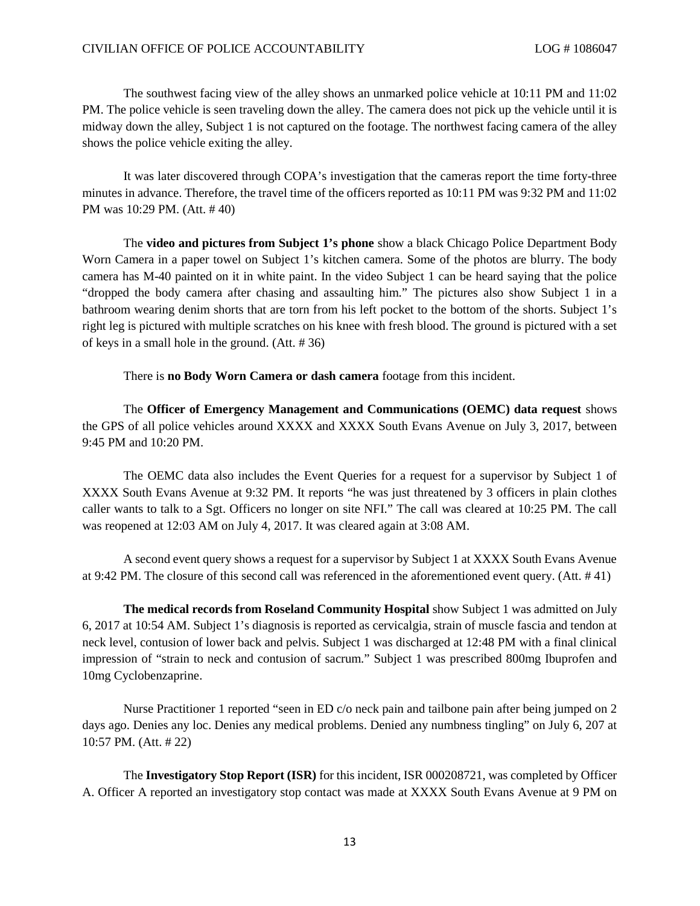The southwest facing view of the alley shows an unmarked police vehicle at 10:11 PM and 11:02 PM. The police vehicle is seen traveling down the alley. The camera does not pick up the vehicle until it is midway down the alley, Subject 1 is not captured on the footage. The northwest facing camera of the alley shows the police vehicle exiting the alley.

It was later discovered through COPA's investigation that the cameras report the time forty-three minutes in advance. Therefore, the travel time of the officers reported as 10:11 PM was 9:32 PM and 11:02 PM was 10:29 PM. (Att. # 40)

The **video and pictures from Subject 1's phone** show a black Chicago Police Department Body Worn Camera in a paper towel on Subject 1's kitchen camera. Some of the photos are blurry. The body camera has M-40 painted on it in white paint. In the video Subject 1 can be heard saying that the police "dropped the body camera after chasing and assaulting him." The pictures also show Subject 1 in a bathroom wearing denim shorts that are torn from his left pocket to the bottom of the shorts. Subject 1's right leg is pictured with multiple scratches on his knee with fresh blood. The ground is pictured with a set of keys in a small hole in the ground. (Att. # 36)

There is **no Body Worn Camera or dash camera** footage from this incident.

The **Officer of Emergency Management and Communications (OEMC) data request** shows the GPS of all police vehicles around XXXX and XXXX South Evans Avenue on July 3, 2017, between 9:45 PM and 10:20 PM.

The OEMC data also includes the Event Queries for a request for a supervisor by Subject 1 of XXXX South Evans Avenue at 9:32 PM. It reports "he was just threatened by 3 officers in plain clothes caller wants to talk to a Sgt. Officers no longer on site NFI." The call was cleared at 10:25 PM. The call was reopened at 12:03 AM on July 4, 2017. It was cleared again at 3:08 AM.

A second event query shows a request for a supervisor by Subject 1 at XXXX South Evans Avenue at 9:42 PM. The closure of this second call was referenced in the aforementioned event query. (Att. # 41)

**The medical records from Roseland Community Hospital** show Subject 1 was admitted on July 6, 2017 at 10:54 AM. Subject 1's diagnosis is reported as cervicalgia, strain of muscle fascia and tendon at neck level, contusion of lower back and pelvis. Subject 1 was discharged at 12:48 PM with a final clinical impression of "strain to neck and contusion of sacrum." Subject 1 was prescribed 800mg Ibuprofen and 10mg Cyclobenzaprine.

Nurse Practitioner 1 reported "seen in ED c/o neck pain and tailbone pain after being jumped on 2 days ago. Denies any loc. Denies any medical problems. Denied any numbness tingling" on July 6, 207 at 10:57 PM. (Att. # 22)

The **Investigatory Stop Report (ISR)** for this incident, ISR 000208721, was completed by Officer A. Officer A reported an investigatory stop contact was made at XXXX South Evans Avenue at 9 PM on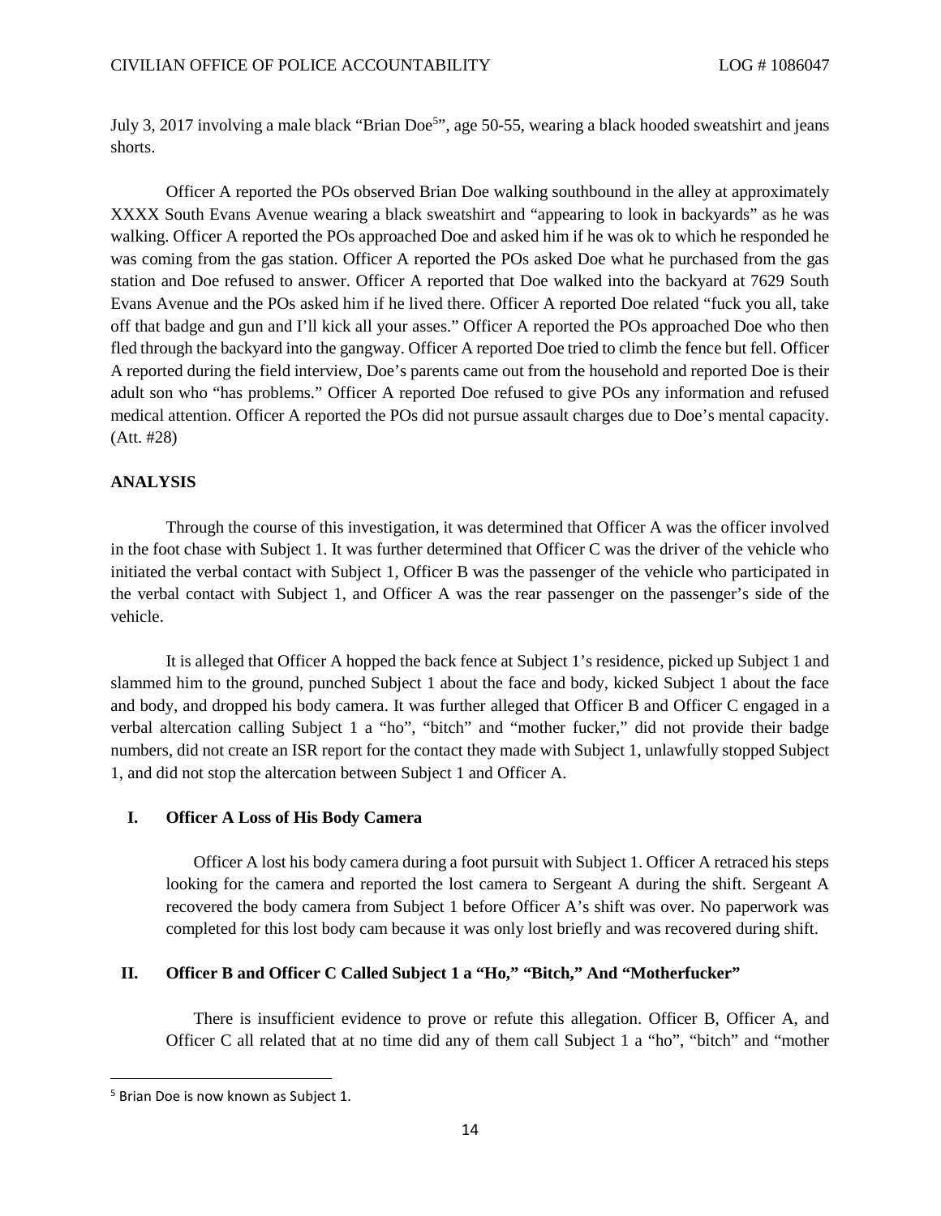July 3, 2017 involving a male black "Brian Doe[5]", age 50-55, wearing a black hooded sweatshirt and jeans shorts.

Officer A reported the POs observed Brian Doe walking southbound in the alley at approximately XXXX South Evans Avenue wearing a black sweatshirt and "appearing to look in backyards" as he was walking. Officer A reported the POs approached Doe and asked him if he was ok to which he responded he was coming from the gas station. Officer A reported the POs asked Doe what he purchased from the gas station and Doe refused to answer. Officer A reported that Doe walked into the backyard at 7629 South Evans Avenue and the POs asked him if he lived there. Officer A reported Doe related "fuck you all, take off that badge and gun and I'll kick all your asses." Officer A reported the POs approached Doe who then fled through the backyard into the gangway. Officer A reported Doe tried to climb the fence but fell. Officer A reported during the field interview, Doe's parents came out from the household and reported Doe is their adult son who "has problems." Officer A reported Doe refused to give POs any information and refused medical attention. Officer A reported the POs did not pursue assault charges due to Doe's mental capacity. (Att. #28)

## ANALYSIS

Through the course of this investigation, it was determined that Officer A was the officer involved in the foot chase with Subject 1. It was further determined that Officer C was the driver of the vehicle who initiated the verbal contact with Subject 1, Officer B was the passenger of the vehicle who participated in the verbal contact with Subject 1, and Officer A was the rear passenger on the passenger's side of the vehicle.

It is alleged that Officer A hopped the back fence at Subject 1's residence, picked up Subject 1 and slammed him to the ground, punched Subject 1 about the face and body, kicked Subject 1 about the face and body, and dropped his body camera. It was further alleged that Officer B and Officer C engaged in a verbal altercation calling Subject 1 a "ho", "bitch" and "mother fucker," did not provide their badge numbers, did not create an ISR report for the contact they made with Subject 1, unlawfully stopped Subject 1, and did not stop the altercation between Subject 1 and Officer A.

### I. Officer A Loss of His Body Camera

Officer A lost his body camera during a foot pursuit with Subject 1. Officer A retraced his steps looking for the camera and reported the lost camera to Sergeant A during the shift. Sergeant A recovered the body camera from Subject 1 before Officer A's shift was over. No paperwork was completed for this lost body cam because it was only lost briefly and was recovered during shift.

### II. Officer B and Officer C Called Subject 1 a "Ho," "Bitch," And "Motherfucker"

There is insufficient evidence to prove or refute this allegation. Officer B, Officer A, and Officer C all related that at no time did any of them call Subject 1 a "ho", "bitch" and "mother

[5] Brian Doe is now known as Subject 1.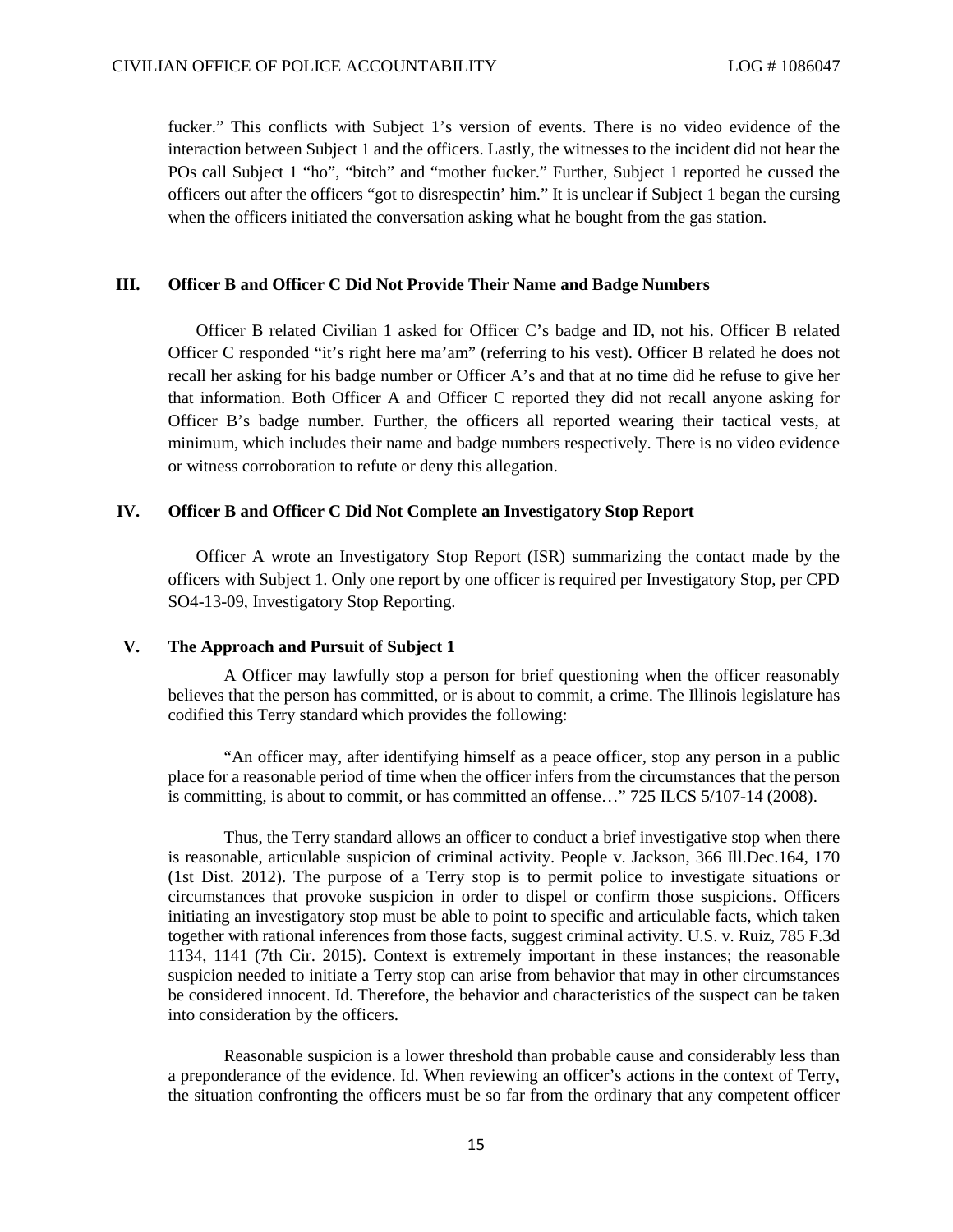fucker." This conflicts with Subject 1's version of events. There is no video evidence of the interaction between Subject 1 and the officers. Lastly, the witnesses to the incident did not hear the POs call Subject 1 "ho", "bitch" and "mother fucker." Further, Subject 1 reported he cussed the officers out after the officers "got to disrespectin' him." It is unclear if Subject 1 began the cursing when the officers initiated the conversation asking what he bought from the gas station.

### III. Officer B and Officer C Did Not Provide Their Name and Badge Numbers

Officer B related Civilian 1 asked for Officer C's badge and ID, not his. Officer B related Officer C responded "it's right here ma'am" (referring to his vest). Officer B related he does not recall her asking for his badge number or Officer A's and that at no time did he refuse to give her that information. Both Officer A and Officer C reported they did not recall anyone asking for Officer B's badge number. Further, the officers all reported wearing their tactical vests, at minimum, which includes their name and badge numbers respectively. There is no video evidence or witness corroboration to refute or deny this allegation.

### IV. Officer B and Officer C Did Not Complete an Investigatory Stop Report

Officer A wrote an Investigatory Stop Report (ISR) summarizing the contact made by the officers with Subject 1. Only one report by one officer is required per Investigatory Stop, per CPD SO4-13-09, Investigatory Stop Reporting.

### V. The Approach and Pursuit of Subject 1

A Officer may lawfully stop a person for brief questioning when the officer reasonably believes that the person has committed, or is about to commit, a crime. The Illinois legislature has codified this Terry standard which provides the following:

"An officer may, after identifying himself as a peace officer, stop any person in a public place for a reasonable period of time when the officer infers from the circumstances that the person is committing, is about to commit, or has committed an offense…" 725 ILCS 5/107-14 (2008).

Thus, the Terry standard allows an officer to conduct a brief investigative stop when there is reasonable, articulable suspicion of criminal activity. People v. Jackson, 366 Ill.Dec.164, 170 (1st Dist. 2012). The purpose of a Terry stop is to permit police to investigate situations or circumstances that provoke suspicion in order to dispel or confirm those suspicions. Officers initiating an investigatory stop must be able to point to specific and articulable facts, which taken together with rational inferences from those facts, suggest criminal activity. U.S. v. Ruiz, 785 F.3d 1134, 1141 (7th Cir. 2015). Context is extremely important in these instances; the reasonable suspicion needed to initiate a Terry stop can arise from behavior that may in other circumstances be considered innocent. Id. Therefore, the behavior and characteristics of the suspect can be taken into consideration by the officers.

Reasonable suspicion is a lower threshold than probable cause and considerably less than a preponderance of the evidence. Id. When reviewing an officer's actions in the context of Terry, the situation confronting the officers must be so far from the ordinary that any competent officer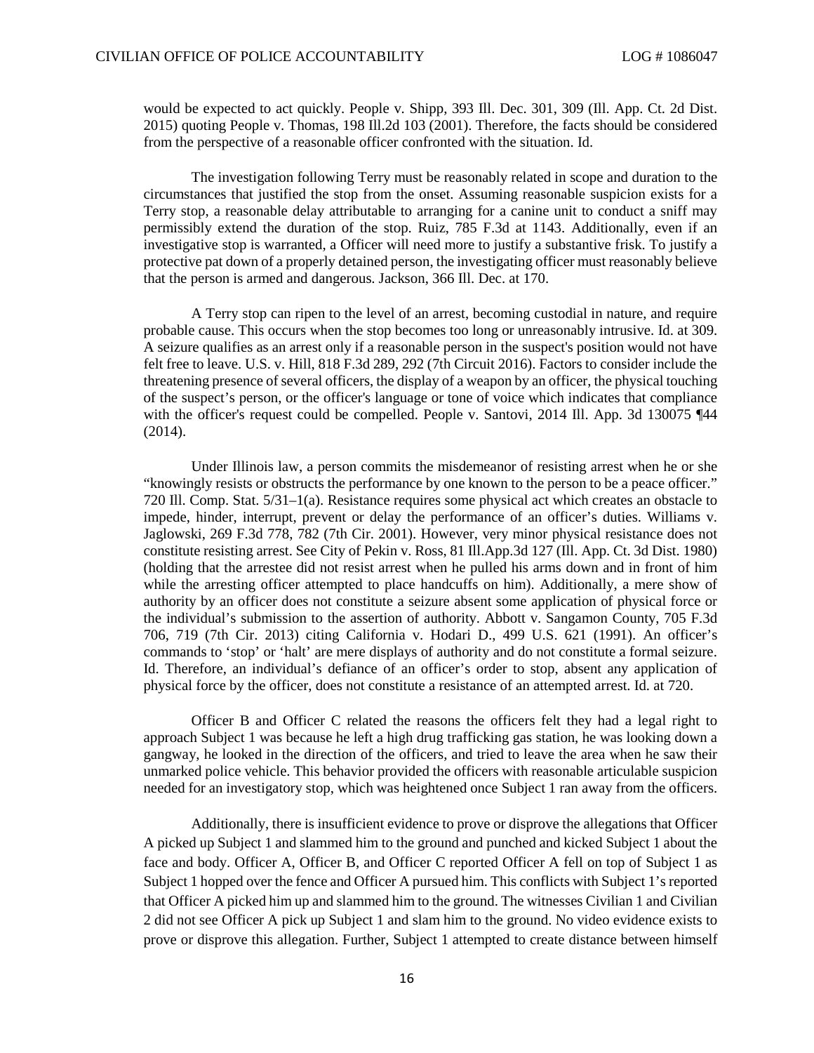would be expected to act quickly. People v. Shipp, 393 Ill. Dec. 301, 309 (Ill. App. Ct. 2d Dist. 2015) quoting People v. Thomas, 198 Ill.2d 103 (2001). Therefore, the facts should be considered from the perspective of a reasonable officer confronted with the situation. Id.

The investigation following Terry must be reasonably related in scope and duration to the circumstances that justified the stop from the onset. Assuming reasonable suspicion exists for a Terry stop, a reasonable delay attributable to arranging for a canine unit to conduct a sniff may permissibly extend the duration of the stop. Ruiz, 785 F.3d at 1143. Additionally, even if an investigative stop is warranted, a Officer will need more to justify a substantive frisk. To justify a protective pat down of a properly detained person, the investigating officer must reasonably believe that the person is armed and dangerous. Jackson, 366 Ill. Dec. at 170.

A Terry stop can ripen to the level of an arrest, becoming custodial in nature, and require probable cause. This occurs when the stop becomes too long or unreasonably intrusive. Id. at 309. A seizure qualifies as an arrest only if a reasonable person in the suspect's position would not have felt free to leave. U.S. v. Hill, 818 F.3d 289, 292 (7th Circuit 2016). Factors to consider include the threatening presence of several officers, the display of a weapon by an officer, the physical touching of the suspect's person, or the officer's language or tone of voice which indicates that compliance with the officer's request could be compelled. People v. Santovi, 2014 Ill. App. 3d 130075 ¶44 (2014).

Under Illinois law, a person commits the misdemeanor of resisting arrest when he or she "knowingly resists or obstructs the performance by one known to the person to be a peace officer." 720 Ill. Comp. Stat. 5/31–1(a). Resistance requires some physical act which creates an obstacle to impede, hinder, interrupt, prevent or delay the performance of an officer's duties. Williams v. Jaglowski, 269 F.3d 778, 782 (7th Cir. 2001). However, very minor physical resistance does not constitute resisting arrest. See City of Pekin v. Ross, 81 Ill.App.3d 127 (Ill. App. Ct. 3d Dist. 1980) (holding that the arrestee did not resist arrest when he pulled his arms down and in front of him while the arresting officer attempted to place handcuffs on him). Additionally, a mere show of authority by an officer does not constitute a seizure absent some application of physical force or the individual's submission to the assertion of authority. Abbott v. Sangamon County, 705 F.3d 706, 719 (7th Cir. 2013) citing California v. Hodari D., 499 U.S. 621 (1991). An officer's commands to 'stop' or 'halt' are mere displays of authority and do not constitute a formal seizure. Id. Therefore, an individual's defiance of an officer's order to stop, absent any application of physical force by the officer, does not constitute a resistance of an attempted arrest. Id. at 720.

Officer B and Officer C related the reasons the officers felt they had a legal right to approach Subject 1 was because he left a high drug trafficking gas station, he was looking down a gangway, he looked in the direction of the officers, and tried to leave the area when he saw their unmarked police vehicle. This behavior provided the officers with reasonable articulable suspicion needed for an investigatory stop, which was heightened once Subject 1 ran away from the officers.

Additionally, there is insufficient evidence to prove or disprove the allegations that Officer A picked up Subject 1 and slammed him to the ground and punched and kicked Subject 1 about the face and body. Officer A, Officer B, and Officer C reported Officer A fell on top of Subject 1 as Subject 1 hopped over the fence and Officer A pursued him. This conflicts with Subject 1's reported that Officer A picked him up and slammed him to the ground. The witnesses Civilian 1 and Civilian 2 did not see Officer A pick up Subject 1 and slam him to the ground. No video evidence exists to prove or disprove this allegation. Further, Subject 1 attempted to create distance between himself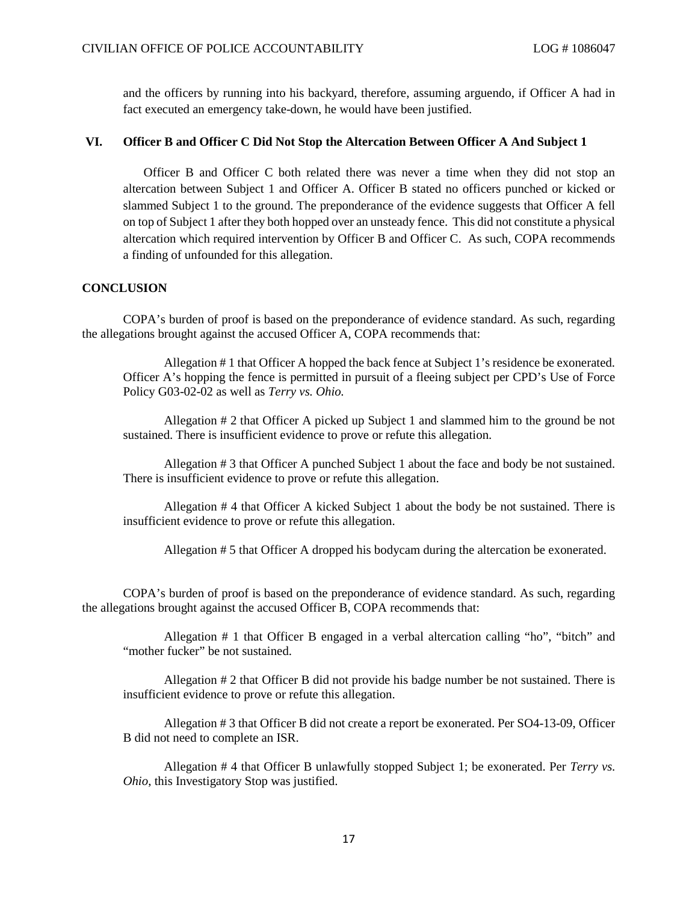and the officers by running into his backyard, therefore, assuming arguendo, if Officer A had in fact executed an emergency take-down, he would have been justified.

### VI. Officer B and Officer C Did Not Stop the Altercation Between Officer A And Subject 1

Officer B and Officer C both related there was never a time when they did not stop an altercation between Subject 1 and Officer A. Officer B stated no officers punched or kicked or slammed Subject 1 to the ground. The preponderance of the evidence suggests that Officer A fell on top of Subject 1 after they both hopped over an unsteady fence. This did not constitute a physical altercation which required intervention by Officer B and Officer C. As such, COPA recommends a finding of unfounded for this allegation.

## CONCLUSION

COPA's burden of proof is based on the preponderance of evidence standard. As such, regarding the allegations brought against the accused Officer A, COPA recommends that:

Allegation # 1 that Officer A hopped the back fence at Subject 1's residence be exonerated. Officer A's hopping the fence is permitted in pursuit of a fleeing subject per CPD's Use of Force Policy G03-02-02 as well as *Terry vs. Ohio.*

Allegation # 2 that Officer A picked up Subject 1 and slammed him to the ground be not sustained. There is insufficient evidence to prove or refute this allegation.

Allegation # 3 that Officer A punched Subject 1 about the face and body be not sustained. There is insufficient evidence to prove or refute this allegation.

Allegation # 4 that Officer A kicked Subject 1 about the body be not sustained. There is insufficient evidence to prove or refute this allegation.

Allegation # 5 that Officer A dropped his bodycam during the altercation be exonerated.

COPA's burden of proof is based on the preponderance of evidence standard. As such, regarding the allegations brought against the accused Officer B, COPA recommends that:

Allegation # 1 that Officer B engaged in a verbal altercation calling "ho", "bitch" and "mother fucker" be not sustained.

Allegation # 2 that Officer B did not provide his badge number be not sustained. There is insufficient evidence to prove or refute this allegation.

Allegation # 3 that Officer B did not create a report be exonerated. Per SO4-13-09, Officer B did not need to complete an ISR.

Allegation # 4 that Officer B unlawfully stopped Subject 1; be exonerated. Per *Terry vs. Ohio*, this Investigatory Stop was justified.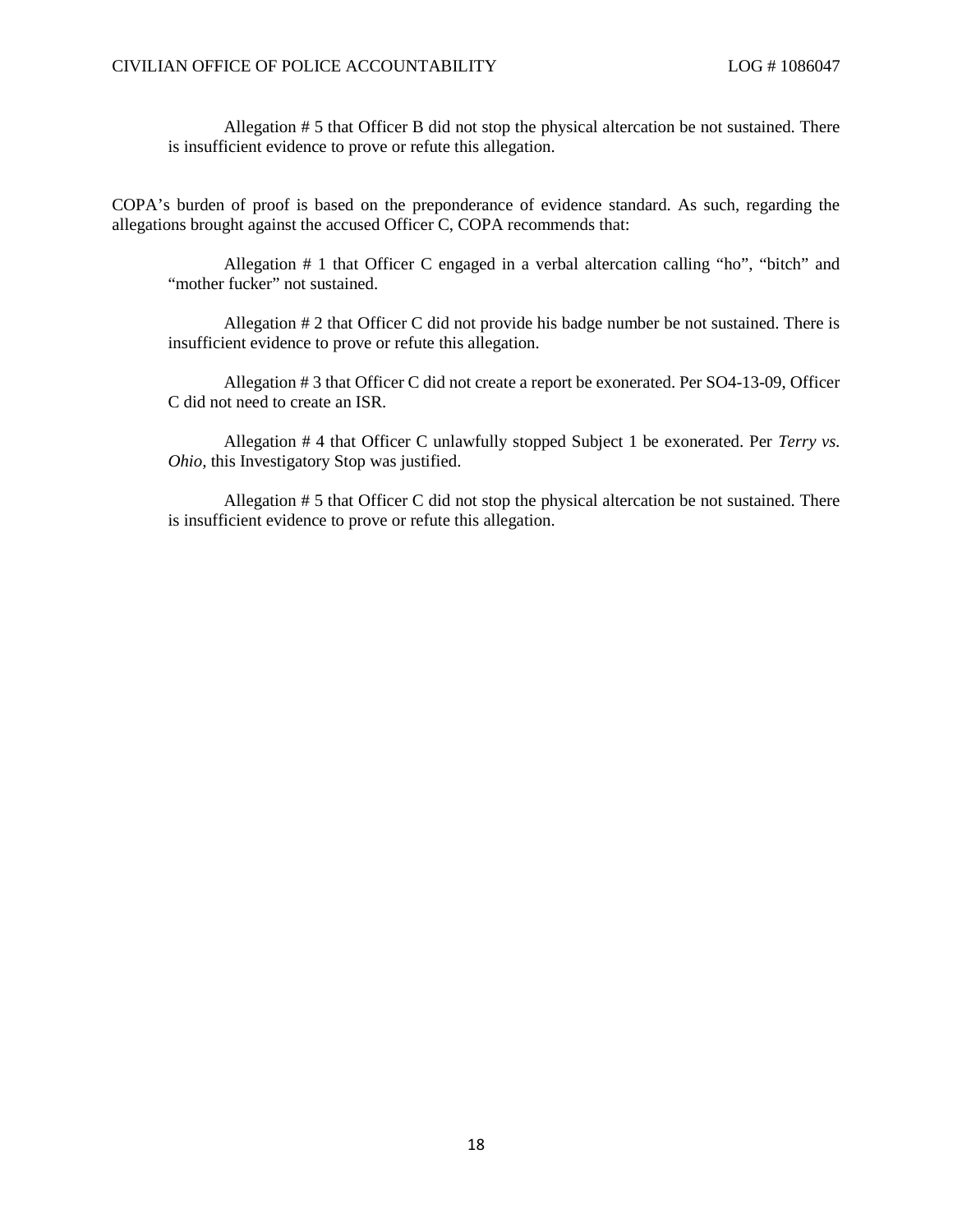Allegation # 5 that Officer B did not stop the physical altercation be not sustained. There is insufficient evidence to prove or refute this allegation.

COPA's burden of proof is based on the preponderance of evidence standard. As such, regarding the allegations brought against the accused Officer C, COPA recommends that:

Allegation # 1 that Officer C engaged in a verbal altercation calling "ho", "bitch" and "mother fucker" not sustained.

Allegation # 2 that Officer C did not provide his badge number be not sustained. There is insufficient evidence to prove or refute this allegation.

Allegation # 3 that Officer C did not create a report be exonerated. Per SO4-13-09, Officer C did not need to create an ISR.

Allegation # 4 that Officer C unlawfully stopped Subject 1 be exonerated. Per *Terry vs. Ohio,* this Investigatory Stop was justified.

Allegation # 5 that Officer C did not stop the physical altercation be not sustained. There is insufficient evidence to prove or refute this allegation.